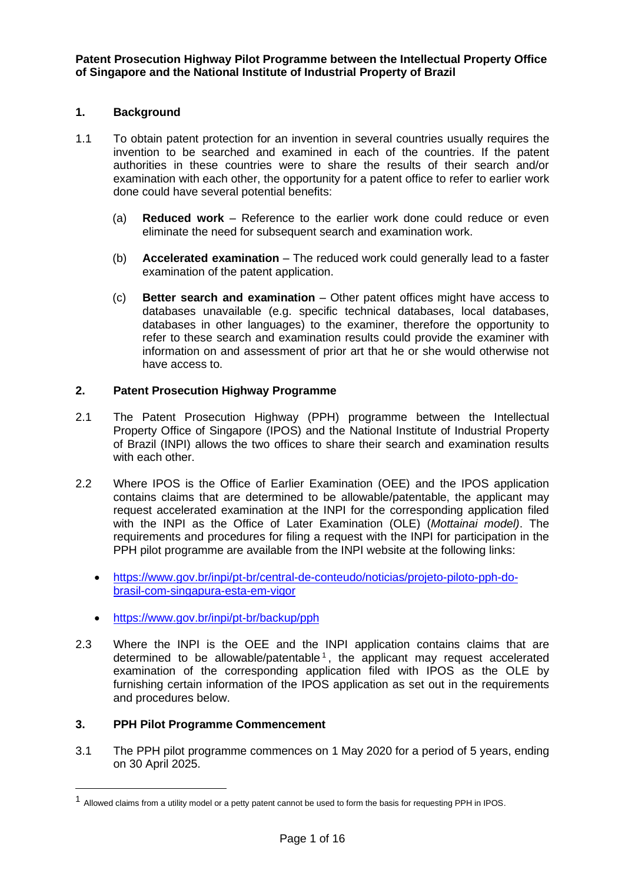**Patent Prosecution Highway Pilot Programme between the Intellectual Property Office of Singapore and the National Institute of Industrial Property of Brazil**

## 1. Background

1.1 To obtain patent protection for an invention in several countries usually requires the invention to be searched and examined in each of the countries. If the patent authorities in these countries were to share the results of their search and/or examination with each other, the opportunity for a patent office to refer to earlier work done could have several potential benefits:

(a) **Reduced work** – Reference to the earlier work done could reduce or even eliminate the need for subsequent search and examination work.

(b) **Accelerated examination** – The reduced work could generally lead to a faster examination of the patent application.

(c) **Better search and examination** – Other patent offices might have access to databases unavailable (e.g. specific technical databases, local databases, databases in other languages) to the examiner, therefore the opportunity to refer to these search and examination results could provide the examiner with information on and assessment of prior art that he or she would otherwise not have access to.

## 2. Patent Prosecution Highway Programme

2.1 The Patent Prosecution Highway (PPH) programme between the Intellectual Property Office of Singapore (IPOS) and the National Institute of Industrial Property of Brazil (INPI) allows the two offices to share their search and examination results with each other.

2.2 Where IPOS is the Office of Earlier Examination (OEE) and the IPOS application contains claims that are determined to be allowable/patentable, the applicant may request accelerated examination at the INPI for the corresponding application filed with the INPI as the Office of Later Examination (OLE) (*Mottainai model)*. The requirements and procedures for filing a request with the INPI for participation in the PPH pilot programme are available from the INPI website at the following links:

- https://www.gov.br/inpi/pt-br/central-de-conteudo/noticias/projeto-piloto-pph-do-brasil-com-singapura-esta-em-vigor
- https://www.gov.br/inpi/pt-br/backup/pph

2.3 Where the INPI is the OEE and the INPI application contains claims that are determined to be allowable/patentable[1], the applicant may request accelerated examination of the corresponding application filed with IPOS as the OLE by furnishing certain information of the IPOS application as set out in the requirements and procedures below.

## 3. PPH Pilot Programme Commencement

3.1 The PPH pilot programme commences on 1 May 2020 for a period of 5 years, ending on 30 April 2025.

[1] Allowed claims from a utility model or a petty patent cannot be used to form the basis for requesting PPH in IPOS.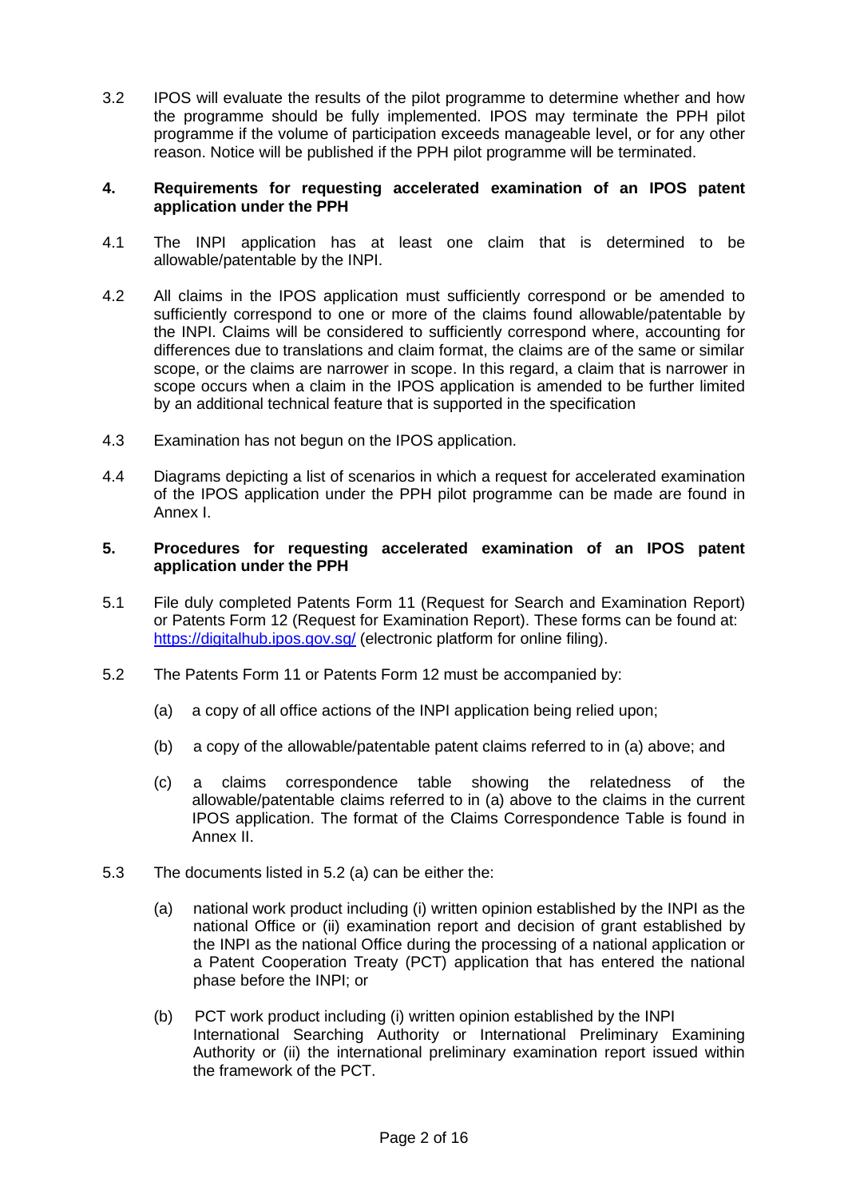3.2 IPOS will evaluate the results of the pilot programme to determine whether and how the programme should be fully implemented. IPOS may terminate the PPH pilot programme if the volume of participation exceeds manageable level, or for any other reason. Notice will be published if the PPH pilot programme will be terminated.

## 4. Requirements for requesting accelerated examination of an IPOS patent application under the PPH

4.1 The INPI application has at least one claim that is determined to be allowable/patentable by the INPI.

4.2 All claims in the IPOS application must sufficiently correspond or be amended to sufficiently correspond to one or more of the claims found allowable/patentable by the INPI. Claims will be considered to sufficiently correspond where, accounting for differences due to translations and claim format, the claims are of the same or similar scope, or the claims are narrower in scope. In this regard, a claim that is narrower in scope occurs when a claim in the IPOS application is amended to be further limited by an additional technical feature that is supported in the specification

4.3 Examination has not begun on the IPOS application.

4.4 Diagrams depicting a list of scenarios in which a request for accelerated examination of the IPOS application under the PPH pilot programme can be made are found in Annex I.

## 5. Procedures for requesting accelerated examination of an IPOS patent application under the PPH

5.1 File duly completed Patents Form 11 (Request for Search and Examination Report) or Patents Form 12 (Request for Examination Report). These forms can be found at: https://digitalhub.ipos.gov.sg/ (electronic platform for online filing).

5.2 The Patents Form 11 or Patents Form 12 must be accompanied by:

(a) a copy of all office actions of the INPI application being relied upon;

(b) a copy of the allowable/patentable patent claims referred to in (a) above; and

(c) a claims correspondence table showing the relatedness of the allowable/patentable claims referred to in (a) above to the claims in the current IPOS application. The format of the Claims Correspondence Table is found in Annex II.

5.3 The documents listed in 5.2 (a) can be either the:

(a) national work product including (i) written opinion established by the INPI as the national Office or (ii) examination report and decision of grant established by the INPI as the national Office during the processing of a national application or a Patent Cooperation Treaty (PCT) application that has entered the national phase before the INPI; or

(b) PCT work product including (i) written opinion established by the INPI International Searching Authority or International Preliminary Examining Authority or (ii) the international preliminary examination report issued within the framework of the PCT.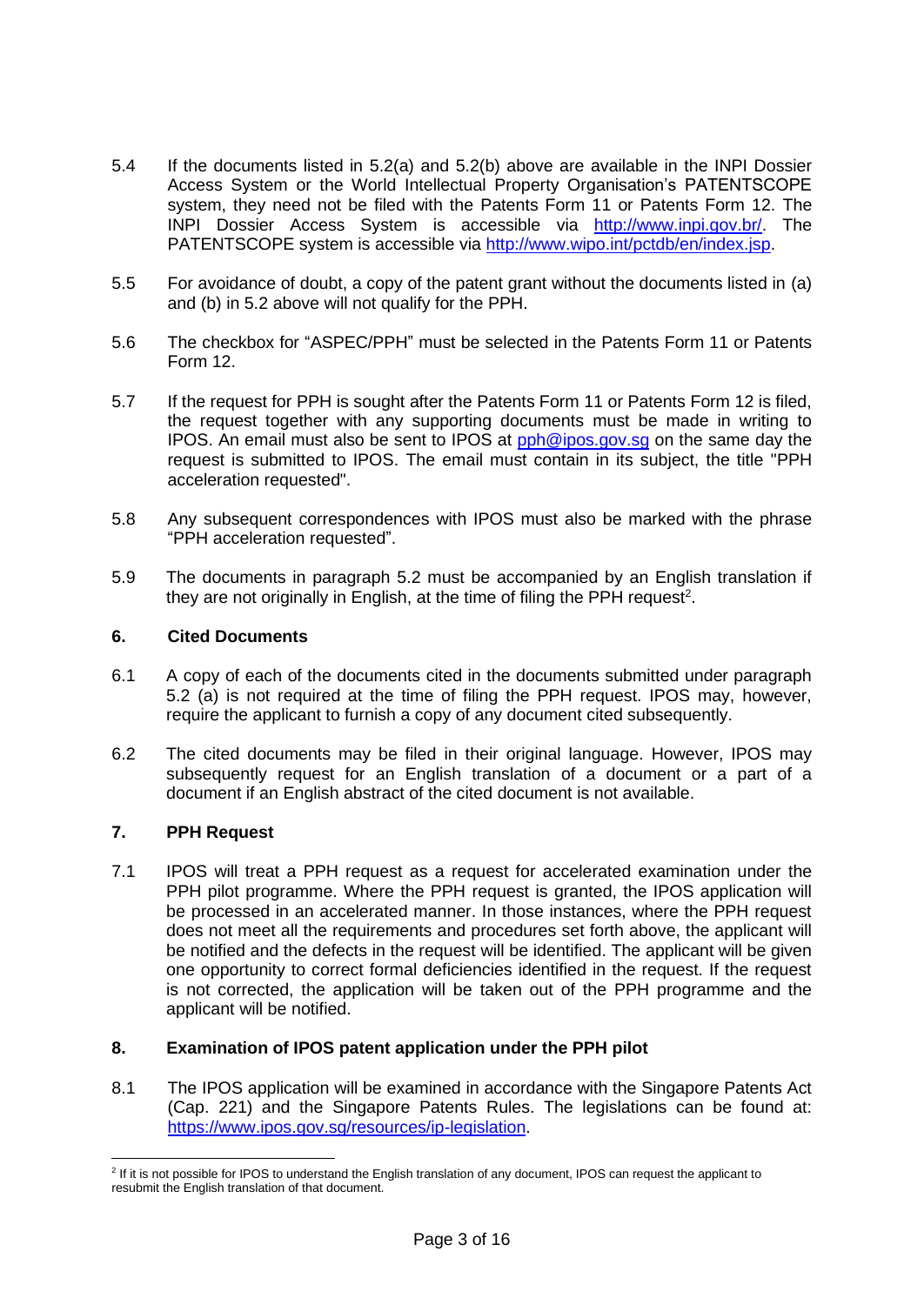5.4 If the documents listed in 5.2(a) and 5.2(b) above are available in the INPI Dossier Access System or the World Intellectual Property Organisation's PATENTSCOPE system, they need not be filed with the Patents Form 11 or Patents Form 12. The INPI Dossier Access System is accessible via http://www.inpi.gov.br/. The PATENTSCOPE system is accessible via http://www.wipo.int/pctdb/en/index.jsp.

5.5 For avoidance of doubt, a copy of the patent grant without the documents listed in (a) and (b) in 5.2 above will not qualify for the PPH.

5.6 The checkbox for "ASPEC/PPH" must be selected in the Patents Form 11 or Patents Form 12.

5.7 If the request for PPH is sought after the Patents Form 11 or Patents Form 12 is filed, the request together with any supporting documents must be made in writing to IPOS. An email must also be sent to IPOS at pph@ipos.gov.sg on the same day the request is submitted to IPOS. The email must contain in its subject, the title "PPH acceleration requested".

5.8 Any subsequent correspondences with IPOS must also be marked with the phrase "PPH acceleration requested".

5.9 The documents in paragraph 5.2 must be accompanied by an English translation if they are not originally in English, at the time of filing the PPH request[2].

### 6. Cited Documents

6.1 A copy of each of the documents cited in the documents submitted under paragraph 5.2 (a) is not required at the time of filing the PPH request. IPOS may, however, require the applicant to furnish a copy of any document cited subsequently.

6.2 The cited documents may be filed in their original language. However, IPOS may subsequently request for an English translation of a document or a part of a document if an English abstract of the cited document is not available.

### 7. PPH Request

7.1 IPOS will treat a PPH request as a request for accelerated examination under the PPH pilot programme. Where the PPH request is granted, the IPOS application will be processed in an accelerated manner. In those instances, where the PPH request does not meet all the requirements and procedures set forth above, the applicant will be notified and the defects in the request will be identified. The applicant will be given one opportunity to correct formal deficiencies identified in the request. If the request is not corrected, the application will be taken out of the PPH programme and the applicant will be notified.

### 8. Examination of IPOS patent application under the PPH pilot

8.1 The IPOS application will be examined in accordance with the Singapore Patents Act (Cap. 221) and the Singapore Patents Rules. The legislations can be found at: https://www.ipos.gov.sg/resources/ip-legislation.

---

[2] If it is not possible for IPOS to understand the English translation of any document, IPOS can request the applicant to resubmit the English translation of that document.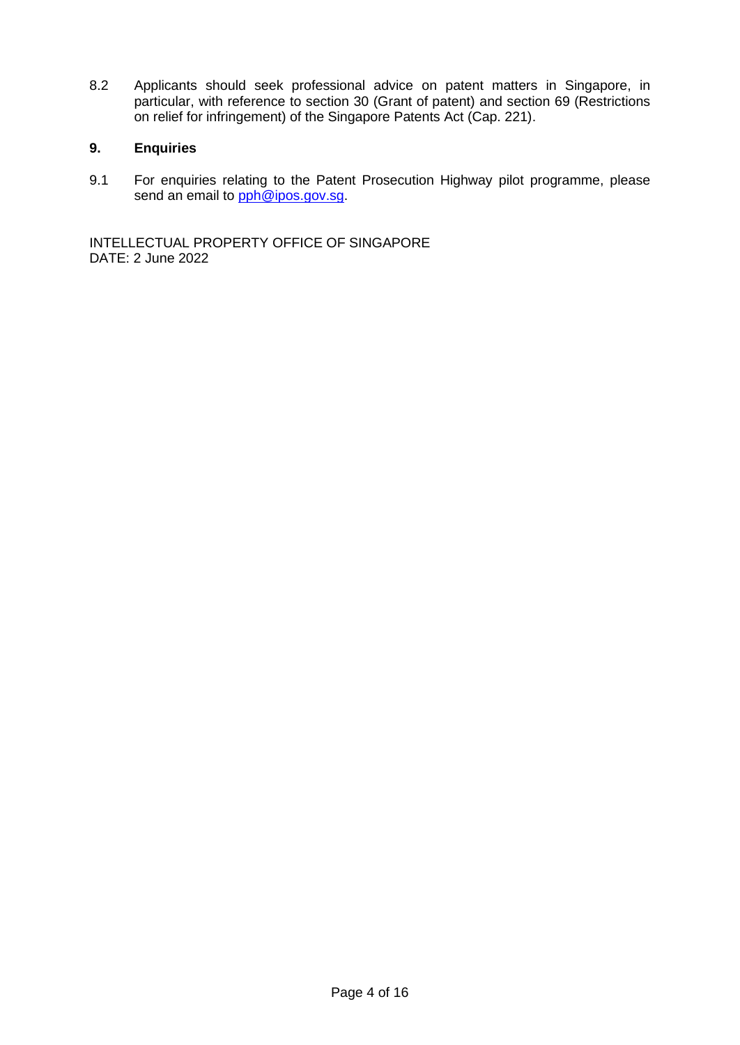8.2 Applicants should seek professional advice on patent matters in Singapore, in particular, with reference to section 30 (Grant of patent) and section 69 (Restrictions on relief for infringement) of the Singapore Patents Act (Cap. 221).

## 9. Enquiries

9.1 For enquiries relating to the Patent Prosecution Highway pilot programme, please send an email to pph@ipos.gov.sg.

INTELLECTUAL PROPERTY OFFICE OF SINGAPORE
DATE: 2 June 2022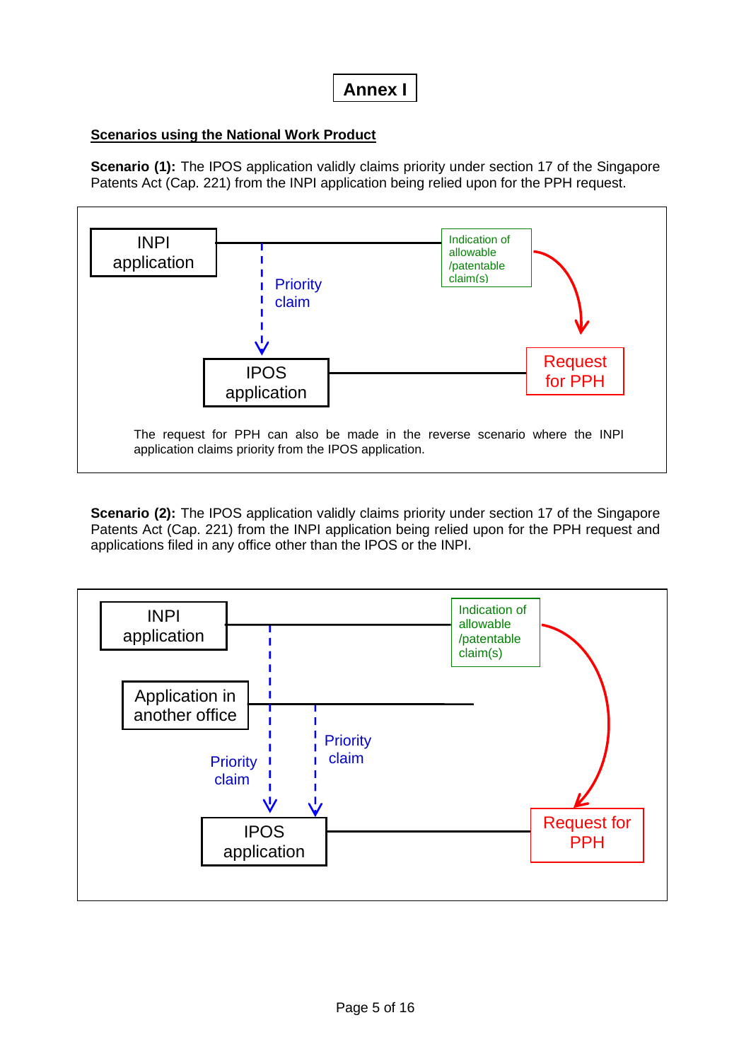# Annex I

**Scenarios using the National Work Product**

**Scenario (1):** The IPOS application validly claims priority under section 17 of the Singapore Patents Act (Cap. 221) from the INPI application being relied upon for the PPH request.

INPI application

Priority claim

Indication of allowable /patentable claim(s)

IPOS application

Request for PPH

The request for PPH can also be made in the reverse scenario where the INPI application claims priority from the IPOS application.

**Scenario (2):** The IPOS application validly claims priority under section 17 of the Singapore Patents Act (Cap. 221) from the INPI application being relied upon for the PPH request and applications filed in any office other than the IPOS or the INPI.

INPI application

Indication of allowable /patentable claim(s)

Application in another office

Priority claim

Priority claim

IPOS application

Request for PPH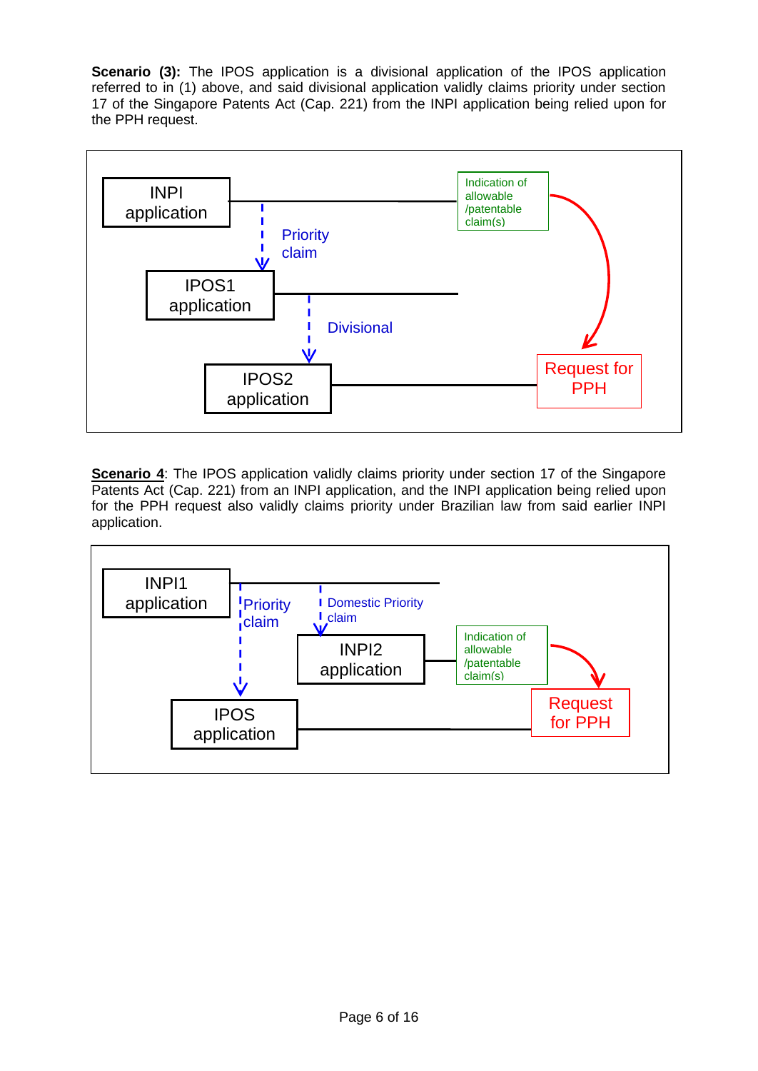**Scenario (3):** The IPOS application is a divisional application of the IPOS application referred to in (1) above, and said divisional application validly claims priority under section 17 of the Singapore Patents Act (Cap. 221) from the INPI application being relied upon for the PPH request.

INPI application

Priority claim

IPOS1 application

Divisional

IPOS2 application

Indication of allowable /patentable claim(s)

Request for PPH

**__Scenario 4__**: The IPOS application validly claims priority under section 17 of the Singapore Patents Act (Cap. 221) from an INPI application, and the INPI application being relied upon for the PPH request also validly claims priority under Brazilian law from said earlier INPI application.

INPI1 application

Priority claim

Domestic Priority claim

INPI2 application

Indication of allowable /patentable claim(s)

Request for PPH

IPOS application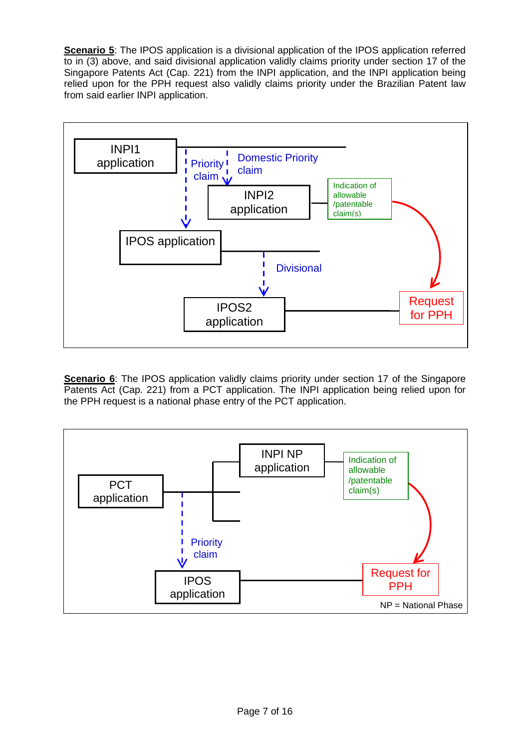**Scenario 5**: The IPOS application is a divisional application of the IPOS application referred to in (3) above, and said divisional application validly claims priority under section 17 of the Singapore Patents Act (Cap. 221) from the INPI application, and the INPI application being relied upon for the PPH request also validly claims priority under the Brazilian Patent law from said earlier INPI application.

INPI1 application

Priority claim

Domestic Priority claim

INPI2 application

Indication of allowable /patentable claim(s)

IPOS application

Divisional

IPOS2 application

Request for PPH

**Scenario 6**: The IPOS application validly claims priority under section 17 of the Singapore Patents Act (Cap. 221) from a PCT application. The INPI application being relied upon for the PPH request is a national phase entry of the PCT application.

INPI NP application

Indication of allowable /patentable claim(s)

PCT application

Priority claim

IPOS application

Request for PPH

NP = National Phase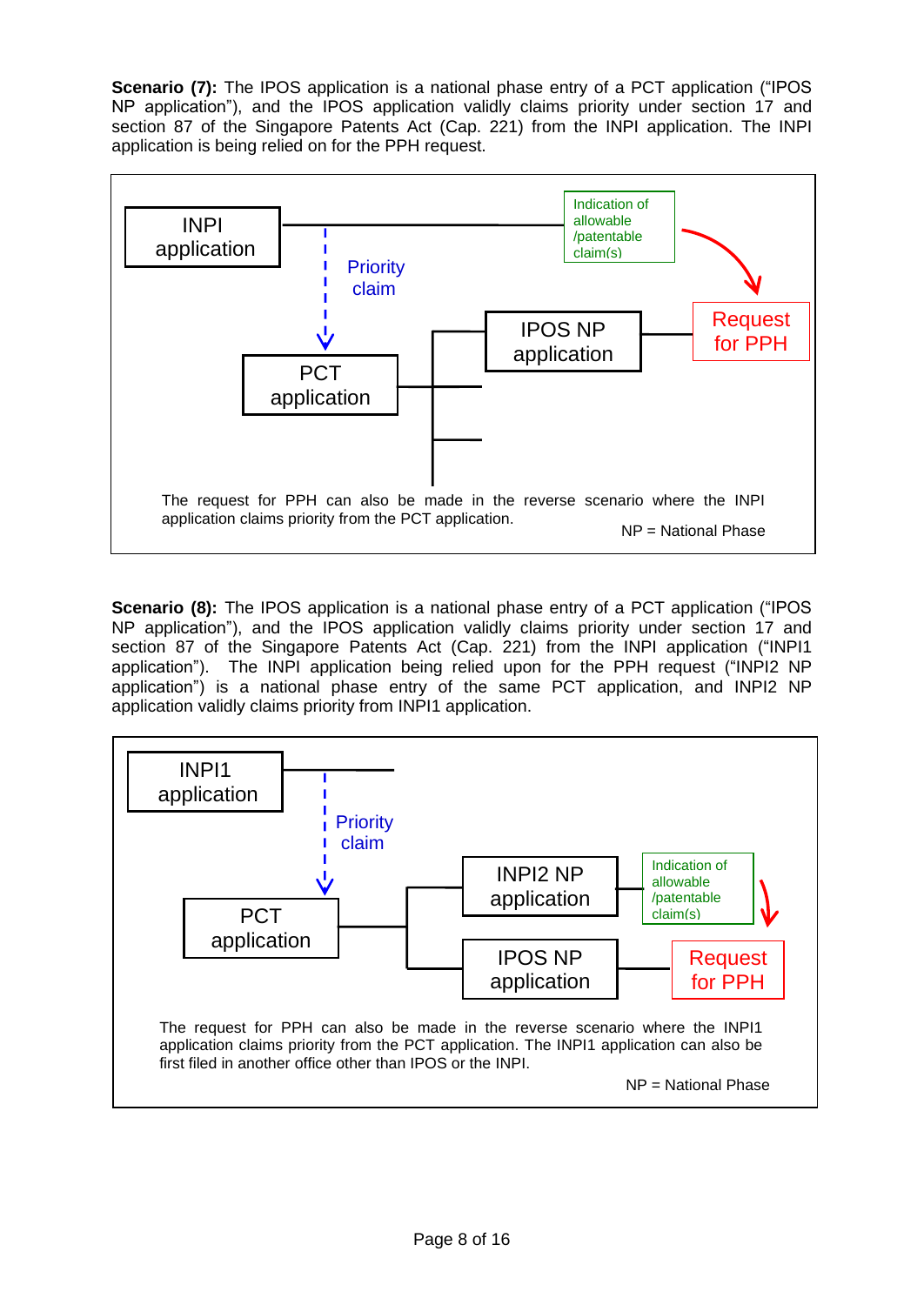**Scenario (7):** The IPOS application is a national phase entry of a PCT application ("IPOS NP application"), and the IPOS application validly claims priority under section 17 and section 87 of the Singapore Patents Act (Cap. 221) from the INPI application. The INPI application is being relied on for the PPH request.

INPI application — Priority claim → PCT application → IPOS NP application → Request for PPH

INPI application → Indication of allowable /patentable claim(s)

The request for PPH can also be made in the reverse scenario where the INPI application claims priority from the PCT application.

NP = National Phase

**Scenario (8):** The IPOS application is a national phase entry of a PCT application ("IPOS NP application"), and the IPOS application validly claims priority under section 17 and section 87 of the Singapore Patents Act (Cap. 221) from the INPI application ("INPI1 application"). The INPI application being relied upon for the PPH request ("INPI2 NP application") is a national phase entry of the same PCT application, and INPI2 NP application validly claims priority from INPI1 application.

INPI1 application — Priority claim → PCT application → INPI2 NP application → Indication of allowable /patentable claim(s)

PCT application → IPOS NP application → Request for PPH

The request for PPH can also be made in the reverse scenario where the INPI1 application claims priority from the PCT application. The INPI1 application can also be first filed in another office other than IPOS or the INPI.

NP = National Phase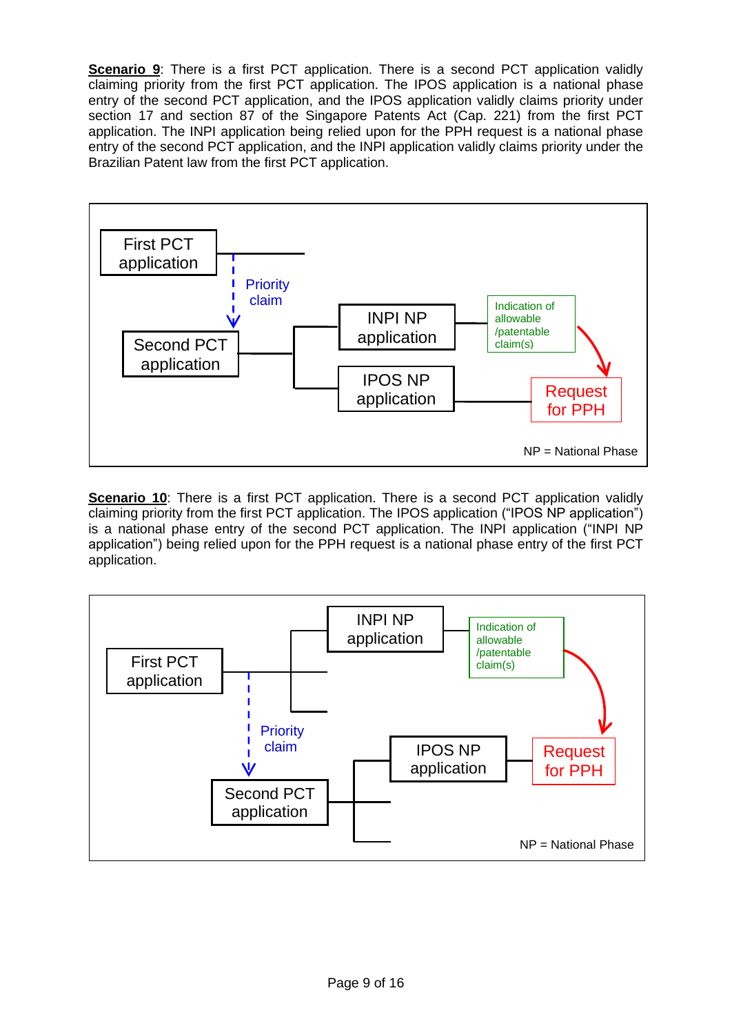**Scenario 9**: There is a first PCT application. There is a second PCT application validly claiming priority from the first PCT application. The IPOS application is a national phase entry of the second PCT application, and the IPOS application validly claims priority under section 17 and section 87 of the Singapore Patents Act (Cap. 221) from the first PCT application. The INPI application being relied upon for the PPH request is a national phase entry of the second PCT application, and the INPI application validly claims priority under the Brazilian Patent law from the first PCT application.

First PCT application

Priority claim

Second PCT application

INPI NP application

IPOS NP application

Indication of allowable /patentable claim(s)

Request for PPH

NP = National Phase

**Scenario 10**: There is a first PCT application. There is a second PCT application validly claiming priority from the first PCT application. The IPOS application ("IPOS NP application") is a national phase entry of the second PCT application. The INPI application ("INPI NP application") being relied upon for the PPH request is a national phase entry of the first PCT application.

INPI NP application

First PCT application

Indication of allowable /patentable claim(s)

Priority claim

IPOS NP application

Request for PPH

Second PCT application

NP = National Phase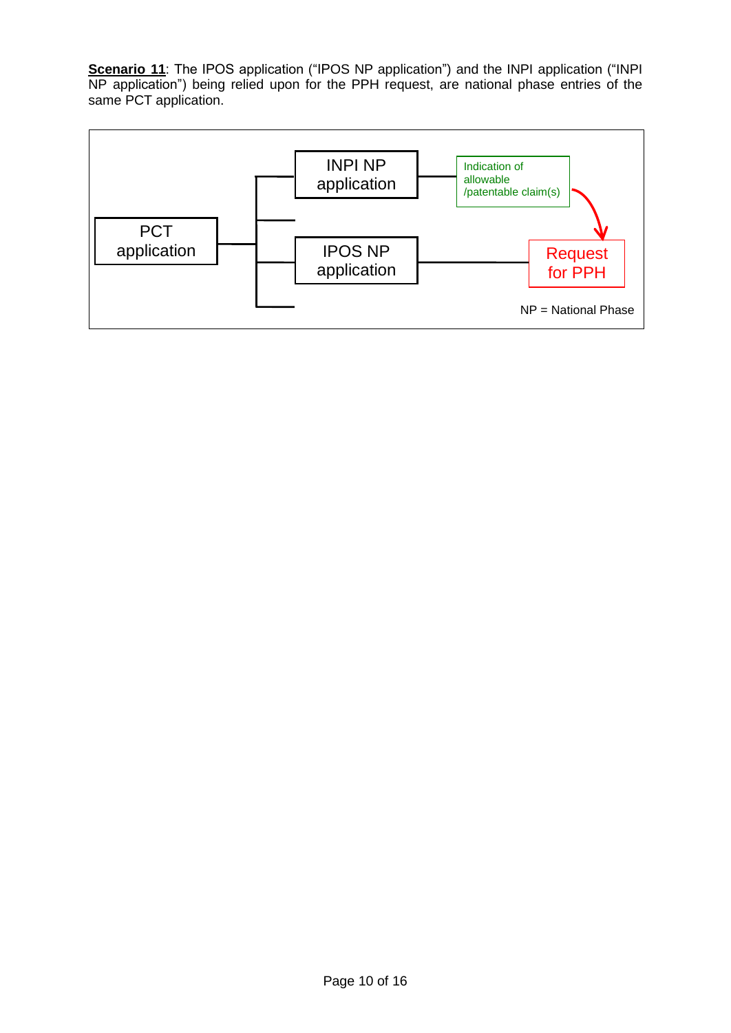**Scenario 11**: The IPOS application ("IPOS NP application") and the INPI application ("INPI NP application") being relied upon for the PPH request, are national phase entries of the same PCT application.

PCT application

INPI NP application

Indication of allowable /patentable claim(s)

IPOS NP application

Request for PPH

NP = National Phase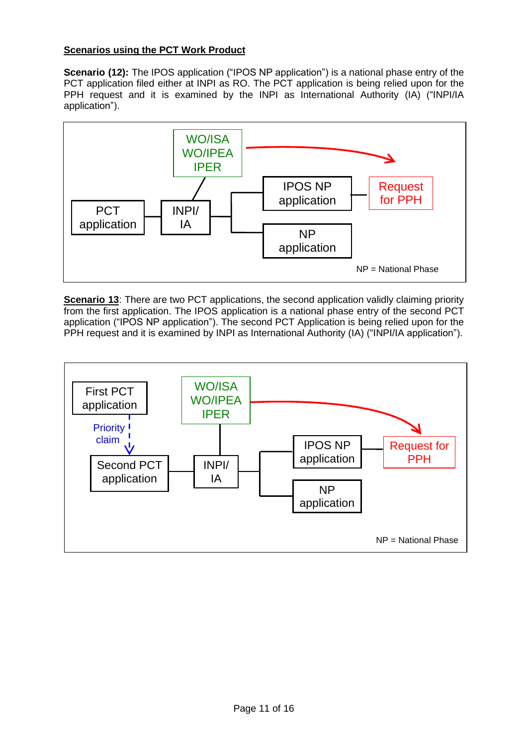**Scenarios using the PCT Work Product**

**Scenario (12):** The IPOS application ("IPOS NP application") is a national phase entry of the PCT application filed either at INPI as RO. The PCT application is being relied upon for the PPH request and it is examined by the INPI as International Authority (IA) ("INPI/IA application").

WO/ISA
WO/IPEA
IPER

PCT application

INPI/ IA

IPOS NP application

Request for PPH

NP application

NP = National Phase

**Scenario 13**: There are two PCT applications, the second application validly claiming priority from the first application. The IPOS application is a national phase entry of the second PCT application ("IPOS NP application"). The second PCT Application is being relied upon for the PPH request and it is examined by INPI as International Authority (IA) ("INPI/IA application").

First PCT application

Priority claim

Second PCT application

WO/ISA
WO/IPEA
IPER

INPI/ IA

IPOS NP application

Request for PPH

NP application

NP = National Phase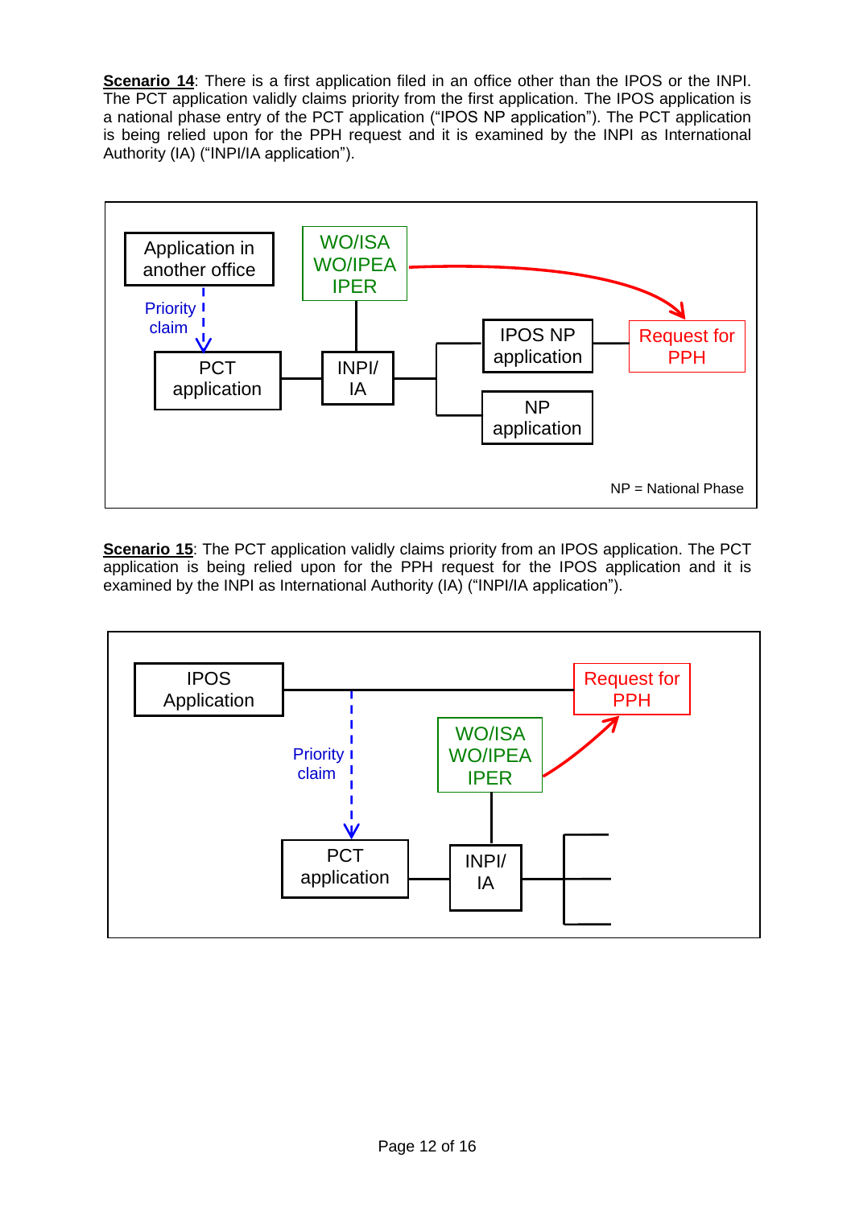**Scenario 14**: There is a first application filed in an office other than the IPOS or the INPI. The PCT application validly claims priority from the first application. The IPOS application is a national phase entry of the PCT application ("IPOS NP application"). The PCT application is being relied upon for the PPH request and it is examined by the INPI as International Authority (IA) ("INPI/IA application").

Application in another office

Priority claim

PCT application

WO/ISA
WO/IPEA
IPER

INPI/ IA

IPOS NP application

Request for PPH

NP application

NP = National Phase

**Scenario 15**: The PCT application validly claims priority from an IPOS application. The PCT application is being relied upon for the PPH request for the IPOS application and it is examined by the INPI as International Authority (IA) ("INPI/IA application").

IPOS Application

Request for PPH

Priority claim

WO/ISA
WO/IPEA
IPER

PCT application

INPI/ IA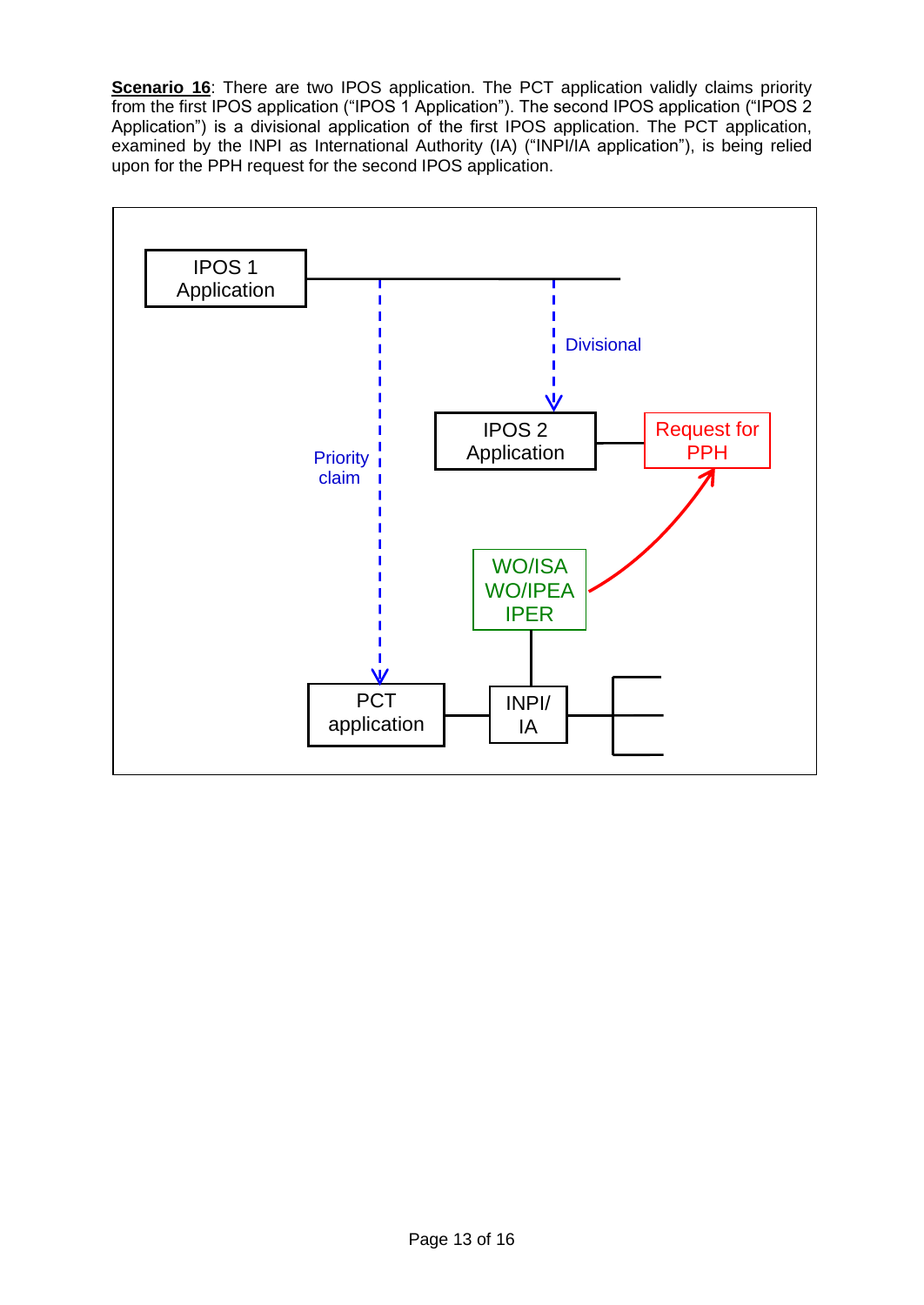**Scenario 16**: There are two IPOS application. The PCT application validly claims priority from the first IPOS application ("IPOS 1 Application"). The second IPOS application ("IPOS 2 Application") is a divisional application of the first IPOS application. The PCT application, examined by the INPI as International Authority (IA) ("INPI/IA application"), is being relied upon for the PPH request for the second IPOS application.

IPOS 1 Application

Divisional

IPOS 2 Application

Request for PPH

Priority claim

WO/ISA
WO/IPEA
IPER

PCT application

INPI/IA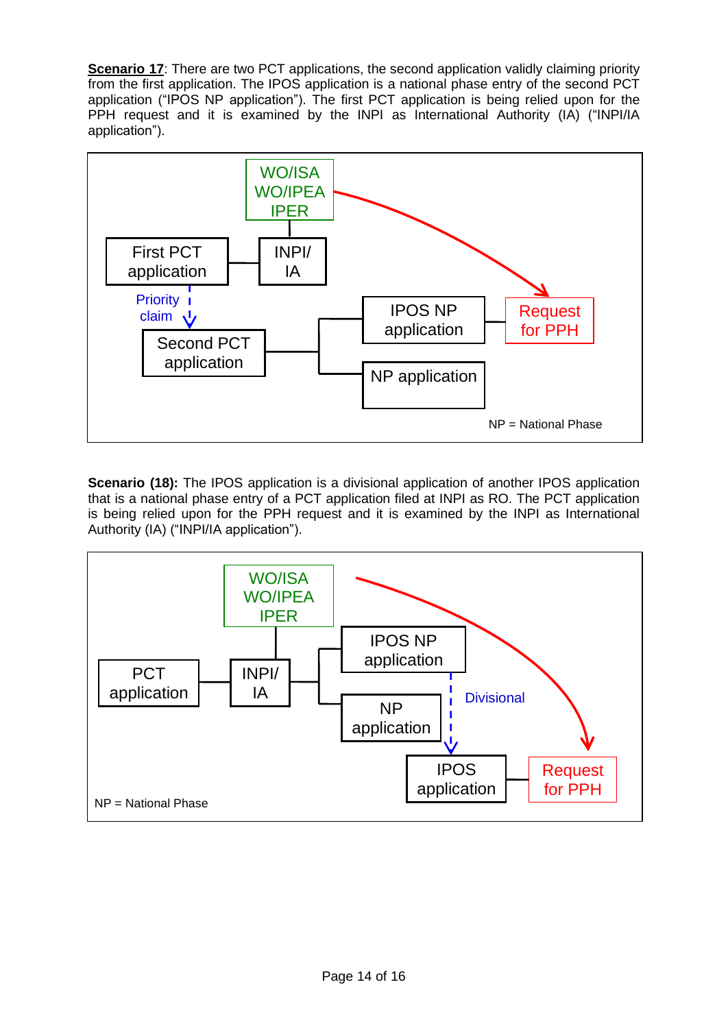**Scenario 17**: There are two PCT applications, the second application validly claiming priority from the first application. The IPOS application is a national phase entry of the second PCT application ("IPOS NP application"). The first PCT application is being relied upon for the PPH request and it is examined by the INPI as International Authority (IA) ("INPI/IA application").

WO/ISA
WO/IPEA
IPER

First PCT application — INPI/ IA

Priority claim

Second PCT application — IPOS NP application — Request for PPH

NP application

NP = National Phase

**Scenario (18):** The IPOS application is a divisional application of another IPOS application that is a national phase entry of a PCT application filed at INPI as RO. The PCT application is being relied upon for the PPH request and it is examined by the INPI as International Authority (IA) ("INPI/IA application").

WO/ISA
WO/IPEA
IPER

PCT application — INPI/ IA — IPOS NP application

NP application

Divisional

IPOS application — Request for PPH

NP = National Phase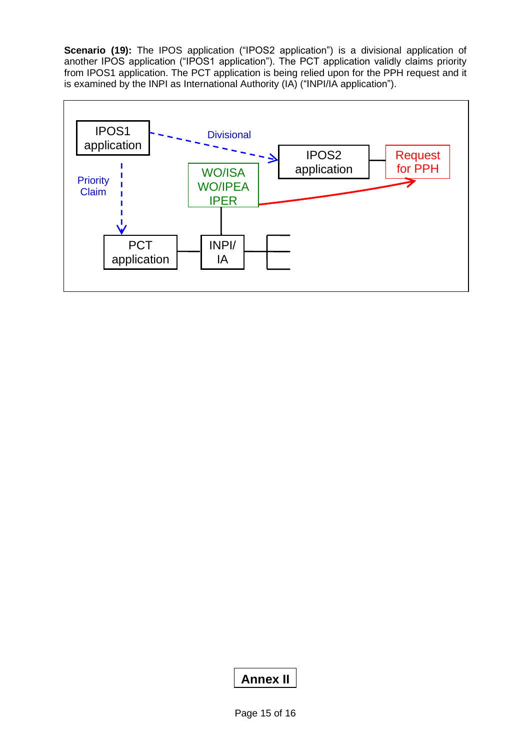**Scenario (19):** The IPOS application ("IPOS2 application") is a divisional application of another IPOS application ("IPOS1 application"). The PCT application validly claims priority from IPOS1 application. The PCT application is being relied upon for the PPH request and it is examined by the INPI as International Authority (IA) ("INPI/IA application").

IPOS1 application

Divisional

IPOS2 application

Request for PPH

Priority Claim

WO/ISA
WO/IPEA
IPER

PCT application

INPI/
IA

**Annex II**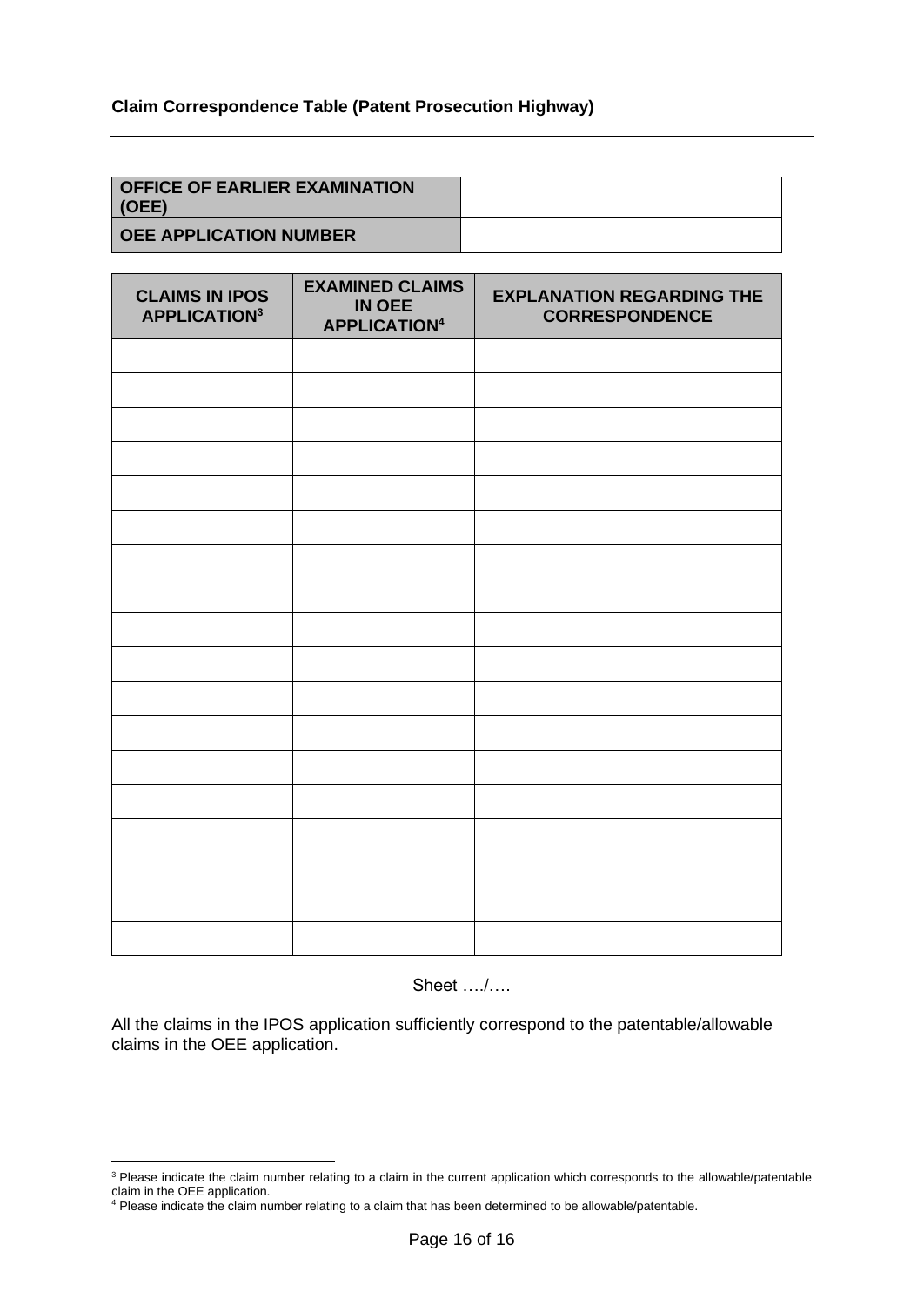**Claim Correspondence Table (Patent Prosecution Highway)**

| | |
|---|---|
| **OFFICE OF EARLIER EXAMINATION (OEE)** | |
| **OEE APPLICATION NUMBER** | |

| **CLAIMS IN IPOS APPLICATION**[3] | **EXAMINED CLAIMS IN OEE APPLICATION**[4] | **EXPLANATION REGARDING THE CORRESPONDENCE** |
|---|---|---|
| | | |
| | | |
| | | |
| | | |
| | | |
| | | |
| | | |
| | | |
| | | |
| | | |
| | | |
| | | |
| | | |
| | | |
| | | |
| | | |
| | | |
| | | |

Sheet …./….

All the claims in the IPOS application sufficiently correspond to the patentable/allowable claims in the OEE application.

[3] Please indicate the claim number relating to a claim in the current application which corresponds to the allowable/patentable claim in the OEE application.

[4] Please indicate the claim number relating to a claim that has been determined to be allowable/patentable.